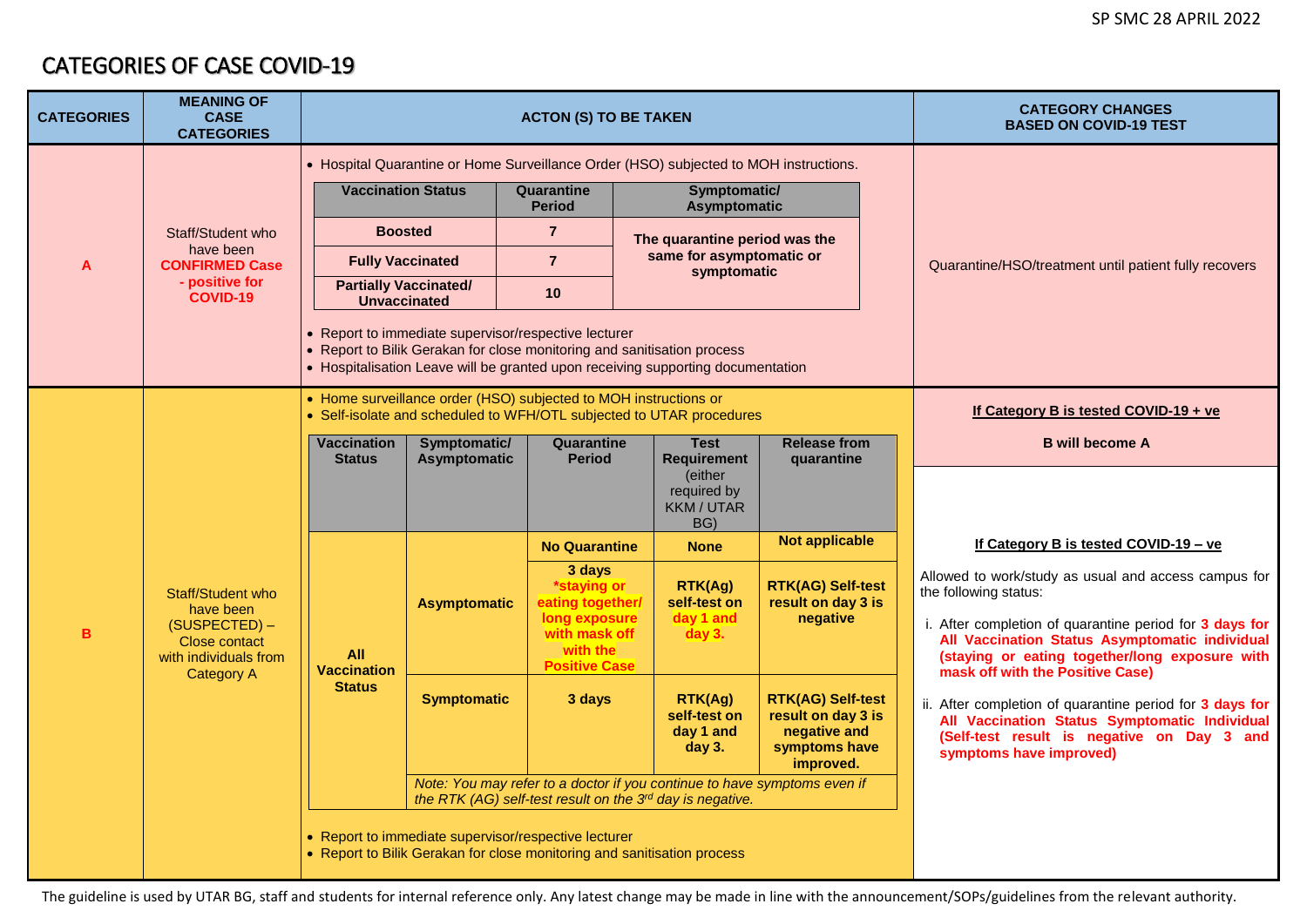# CATEGORIES OF CASE COVID-19

| CATEGORIES | MEANING OF CASE CATEGORIES | ACTON (S) TO BE TAKEN | CATEGORY CHANGES BASED ON COVID-19 TEST |
|---|---|---|---|
| **A** | Staff/Student who have been **CONFIRMED Case - positive for COVID-19** | • Hospital Quarantine or Home Surveillance Order (HSO) subjected to MOH instructions.<br>(see Category A table below)<br>• Report to immediate supervisor/respective lecturer<br>• Report to Bilik Gerakan for close monitoring and sanitisation process<br>• Hospitalisation Leave will be granted upon receiving supporting documentation | Quarantine/HSO/treatment until patient fully recovers |
| **B** | Staff/Student who have been (SUSPECTED) – Close contact with individuals from Category A | • Home surveillance order (HSO) subjected to MOH instructions or<br>• Self-isolate and scheduled to WFH/OTL subjected to UTAR procedures<br>(see Category B table below)<br>• Report to immediate supervisor/respective lecturer<br>• Report to Bilik Gerakan for close monitoring and sanitisation process | **If Category B is tested COVID-19 + ve**<br><br>**B will become A**<br><br>**If Category B is tested COVID-19 – ve**<br><br>Allowed to work/study as usual and access campus for the following status:<br><br>i. After completion of quarantine period for **3 days for All Vaccination Status Asymptomatic individual (staying or eating together/long exposure with mask off with the Positive Case)**<br><br>ii. After completion of quarantine period for **3 days for All Vaccination Status Symptomatic Individual (Self-test result is negative on Day 3 and symptoms have improved)** |

**Category A:**

| Vaccination Status | Quarantine Period | Symptomatic/ Asymptomatic |
|---|---|---|
| **Boosted** | **7** | **The quarantine period was the same for asymptomatic or symptomatic** |
| **Fully Vaccinated** | **7** | |
| **Partially Vaccinated/ Unvaccinated** | **10** | |

**Category B:**

| Vaccination Status | Symptomatic/ Asymptomatic | Quarantine Period | Test Requirement (either required by KKM / UTAR BG) | Release from quarantine |
|---|---|---|---|---|
| **All Vaccination Status** | **Asymptomatic** | **No Quarantine** | **None** | **Not applicable** |
| | | **3 days *staying or eating together/ long exposure with mask off with the Positive Case** | **RTK(Ag) self-test on day 1 and day 3.** | **RTK(AG) Self-test result on day 3 is negative** |
| | **Symptomatic** | **3 days** | **RTK(Ag) self-test on day 1 and day 3.** | **RTK(AG) Self-test result on day 3 is negative and symptoms have improved.** |
| | *Note: You may refer to a doctor if you continue to have symptoms even if the RTK (AG) self-test result on the 3rd day is negative.* | | | |

The guideline is used by UTAR BG, staff and students for internal reference only. Any latest change may be made in line with the announcement/SOPs/guidelines from the relevant authority.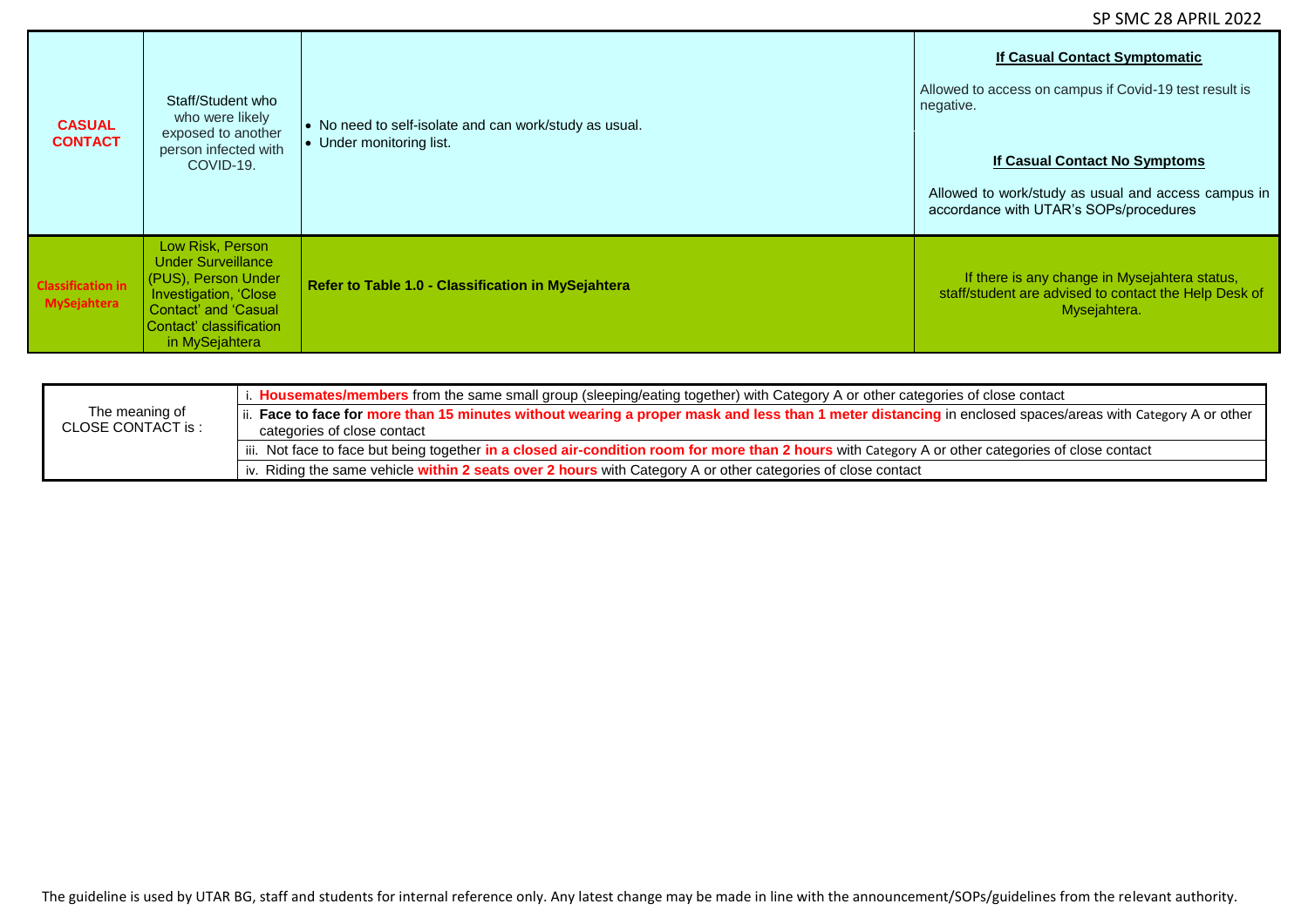| | | | |
|---|---|---|---|
| **CASUAL CONTACT** | Staff/Student who who were likely exposed to another person infected with COVID-19. | • No need to self-isolate and can work/study as usual.<br>• Under monitoring list. | **If Casual Contact Symptomatic**<br><br>Allowed to access on campus if Covid-19 test result is negative.<br><br>**If Casual Contact No Symptoms**<br><br>Allowed to work/study as usual and access campus in accordance with UTAR's SOPs/procedures |
| **Classification in MySejahtera** | Low Risk, Person Under Surveillance (PUS), Person Under Investigation, 'Close Contact' and 'Casual Contact' classification in MySejahtera | **Refer to Table 1.0 - Classification in MySejahtera** | If there is any change in Mysejahtera status, staff/student are advised to contact the Help Desk of Mysejahtera. |

| | |
|---|---|
| The meaning of CLOSE CONTACT is : | i. **Housemates/members** from the same small group (sleeping/eating together) with Category A or other categories of close contact |
| | ii. **Face to face for more than 15 minutes without wearing a proper mask and less than 1 meter distancing** in enclosed spaces/areas with Category A or other categories of close contact |
| | iii. Not face to face but being together **in a closed air-condition room for more than 2 hours** with Category A or other categories of close contact |
| | iv. Riding the same vehicle **within 2 seats over 2 hours** with Category A or other categories of close contact |

The guideline is used by UTAR BG, staff and students for internal reference only. Any latest change may be made in line with the announcement/SOPs/guidelines from the relevant authority.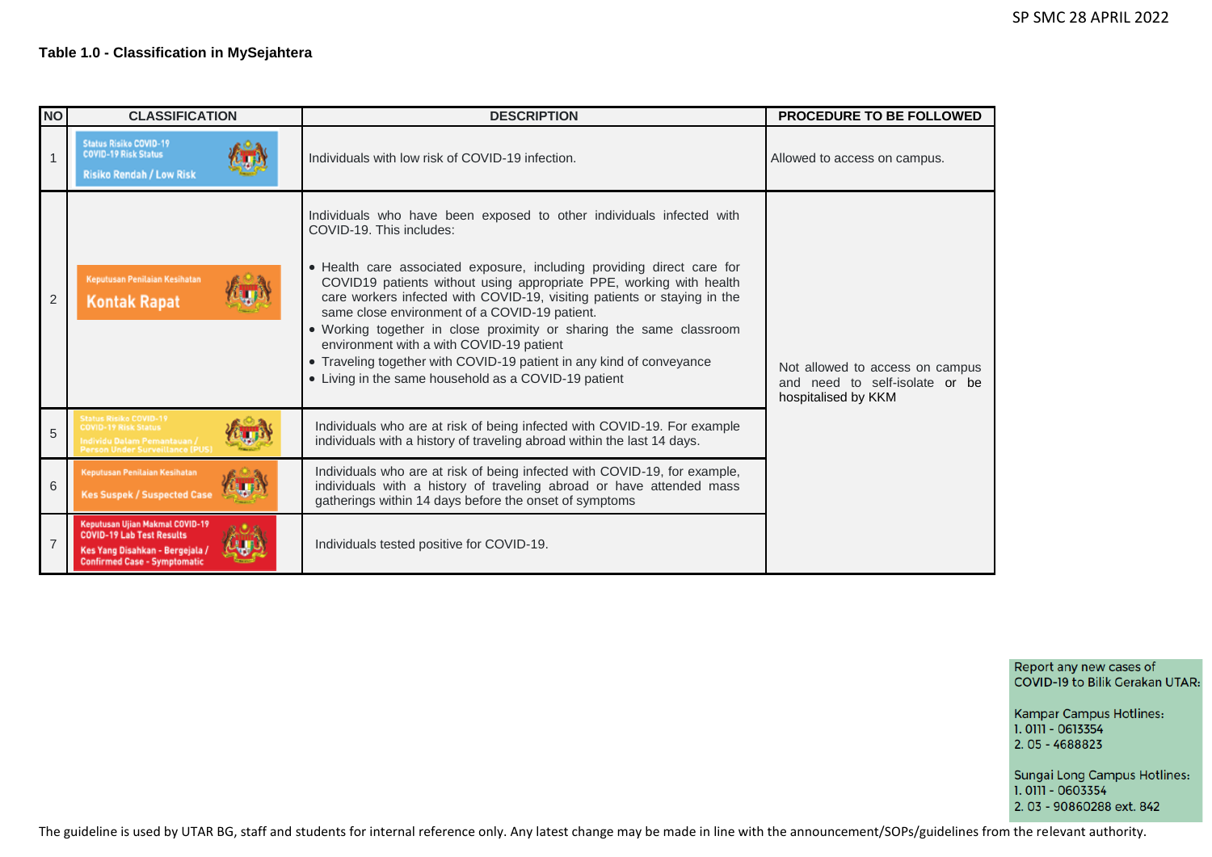**Table 1.0 - Classification in MySejahtera**

| NO | CLASSIFICATION | DESCRIPTION | PROCEDURE TO BE FOLLOWED |
|---|---|---|---|
| 1 | Status Risiko COVID-19 / COVID-19 Risk Status / Risiko Rendah / Low Risk | Individuals with low risk of COVID-19 infection. | Allowed to access on campus. |
| 2 | Keputusan Penilaian Kesihatan / Kontak Rapat | Individuals who have been exposed to other individuals infected with COVID-19. This includes:<br>• Health care associated exposure, including providing direct care for COVID19 patients without using appropriate PPE, working with health care workers infected with COVID-19, visiting patients or staying in the same close environment of a COVID-19 patient.<br>• Working together in close proximity or sharing the same classroom environment with a with COVID-19 patient<br>• Traveling together with COVID-19 patient in any kind of conveyance<br>• Living in the same household as a COVID-19 patient | Not allowed to access on campus and need to self-isolate or be hospitalised by KKM |
| 5 | Status Risiko COVID-19 / COVID-19 Risk Status / Individu Dalam Pemantauan / Person Under Surveillance (PUS) | Individuals who are at risk of being infected with COVID-19. For example individuals with a history of traveling abroad within the last 14 days. | |
| 6 | Keputusan Penilaian Kesihatan / Kes Suspek / Suspected Case | Individuals who are at risk of being infected with COVID-19, for example, individuals with a history of traveling abroad or have attended mass gatherings within 14 days before the onset of symptoms | |
| 7 | Keputusan Ujian Makmal COVID-19 / COVID-19 Lab Test Results / Kes Yang Disahkan - Bergejala / Confirmed Case - Symptomatic | Individuals tested positive for COVID-19. | |

Report any new cases of COVID-19 to Bilik Gerakan UTAR:

Kampar Campus Hotlines:
1. 0111 - 0613354
2. 05 - 4688823

Sungai Long Campus Hotlines:
1. 0111 - 0603354
2. 03 - 90860288 ext. 842

The guideline is used by UTAR BG, staff and students for internal reference only. Any latest change may be made in line with the announcement/SOPs/guidelines from the relevant authority.